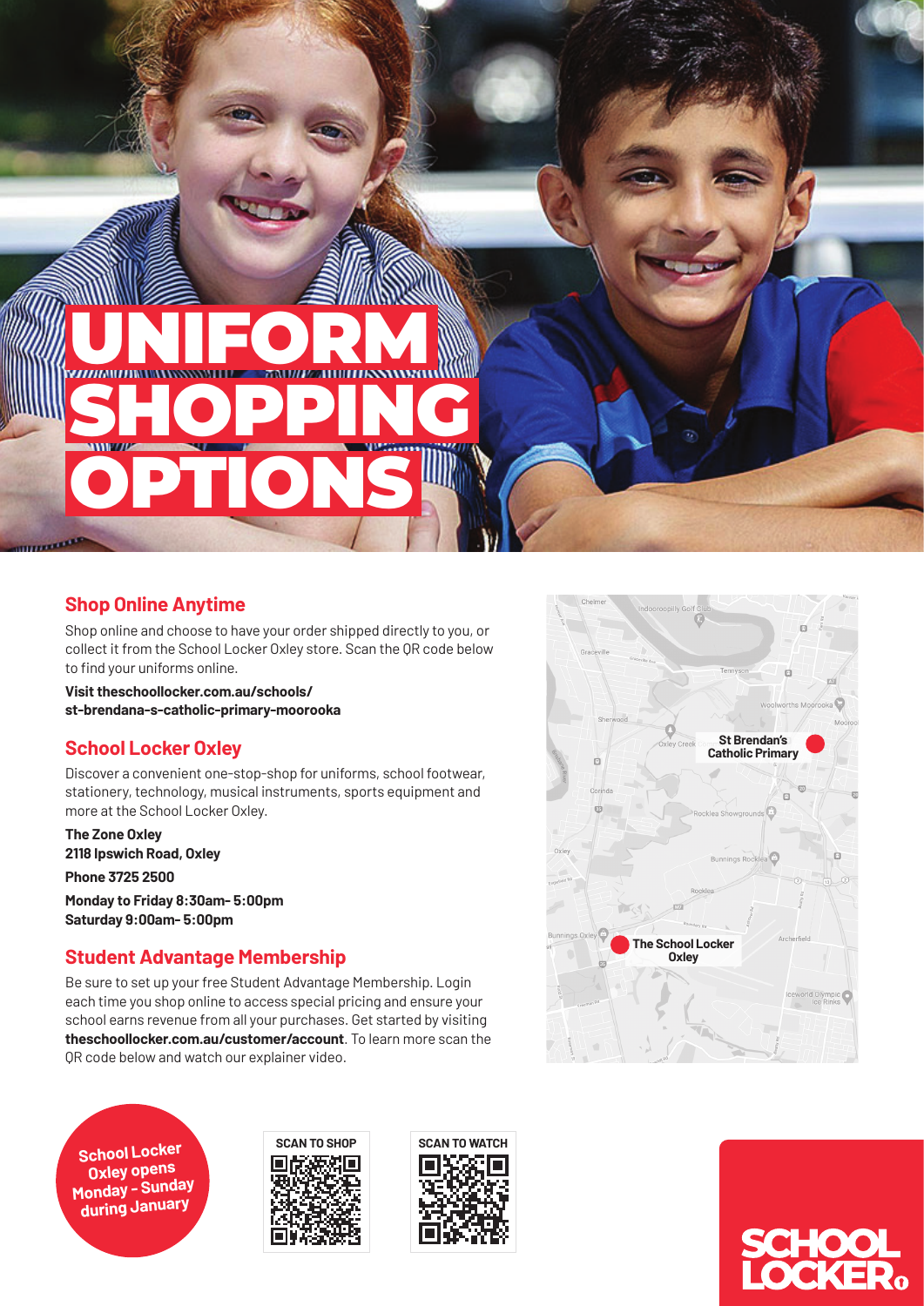# UNIFORM SHOPPING OPTIONS

## Shop Online Anytime

Shop online and choose to have your order shipped directly to you, or collect it from the School Locker Oxley store. Scan the QR code below to find your uniforms online.

**Visit theschoollocker.com.au/schools/st-brendana-s-catholic-primary-moorooka**

## School Locker Oxley

Discover a convenient one-stop-shop for uniforms, school footwear, stationery, technology, musical instruments, sports equipment and more at the School Locker Oxley.

**The Zone Oxley**
**2118 Ipswich Road, Oxley**

**Phone 3725 2500**

**Monday to Friday 8:30am- 5:00pm**
**Saturday 9:00am- 5:00pm**

## Student Advantage Membership

Be sure to set up your free Student Advantage Membership. Login each time you shop online to access special pricing and ensure your school earns revenue from all your purchases. Get started by visiting **theschoollocker.com.au/customer/account**. To learn more scan the QR code below and watch our explainer video.

St Brendan's Catholic Primary

The School Locker Oxley

**School Locker Oxley opens Monday - Sunday during January**

SCAN TO SHOP

SCAN TO WATCH

SCHOOL LOCKER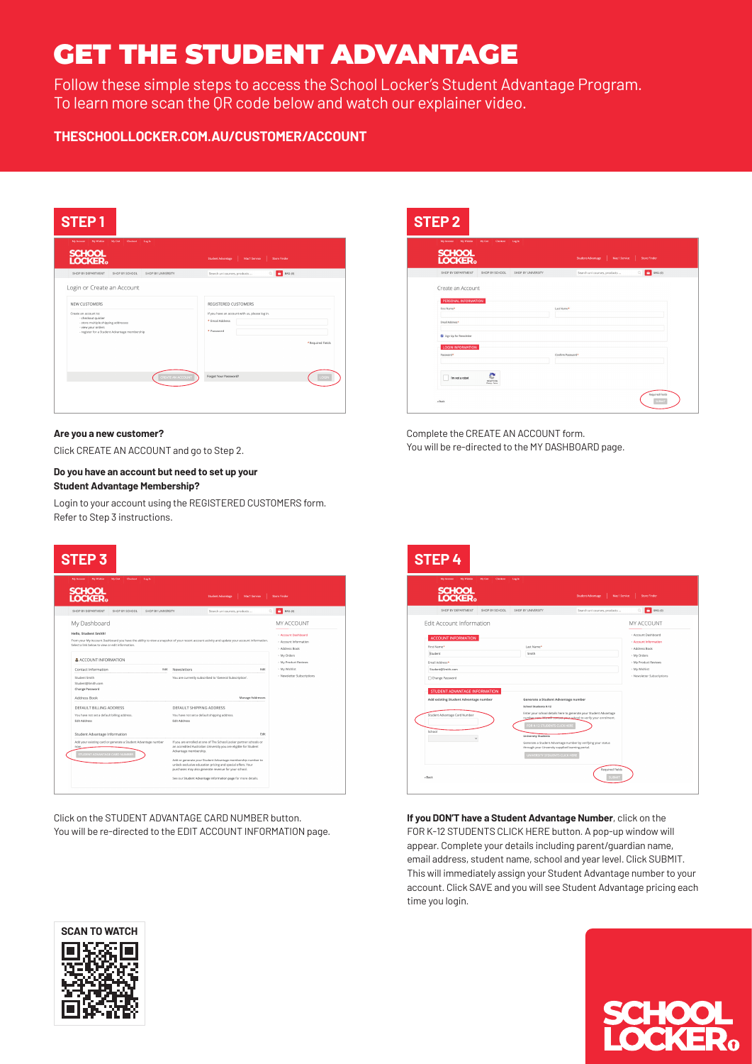# GET THE STUDENT ADVANTAGE

Follow these simple steps to access the School Locker's Student Advantage Program. To learn more scan the QR code below and watch our explainer video.

**THESCHOOLLOCKER.COM.AU/CUSTOMER/ACCOUNT**

## STEP 1

**Are you a new customer?**

Click CREATE AN ACCOUNT and go to Step 2.

**Do you have an account but need to set up your Student Advantage Membership?**

Login to your account using the REGISTERED CUSTOMERS form. Refer to Step 3 instructions.

## STEP 2

Complete the CREATE AN ACCOUNT form. You will be re-directed to the MY DASHBOARD page.

## STEP 3

Click on the STUDENT ADVANTAGE CARD NUMBER button. You will be re-directed to the EDIT ACCOUNT INFORMATION page.

## STEP 4

**If you DON'T have a Student Advantage Number**, click on the FOR K-12 STUDENTS CLICK HERE button. A pop-up window will appear. Complete your details including parent/guardian name, email address, student name, school and year level. Click SUBMIT. This will immediately assign your Student Advantage number to your account. Click SAVE and you will see Student Advantage pricing each time you login.

**SCAN TO WATCH**

SCHOOL LOCKER